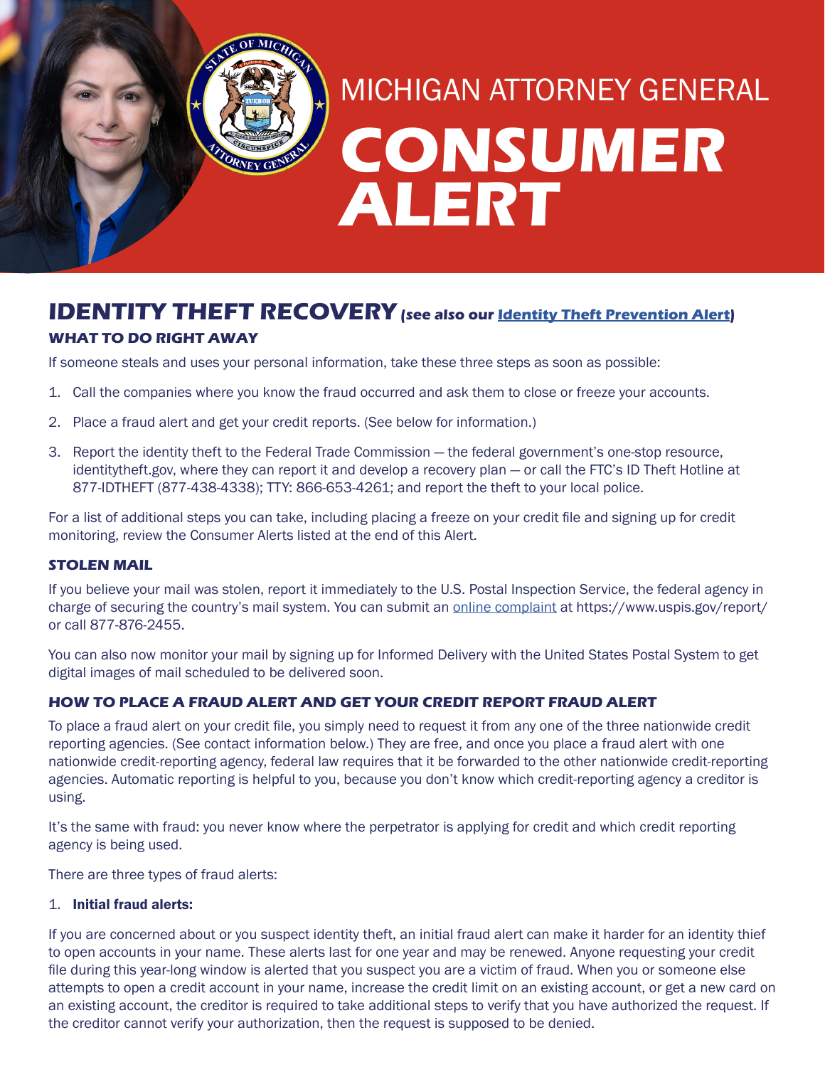# MICHIGAN ATTORNEY GENERAL CONSUMER ALERT

## IDENTITY THEFT RECOVERY *(see also our Identity Theft Prevention Alert)*

### WHAT TO DO RIGHT AWAY

If someone steals and uses your personal information, take these three steps as soon as possible:

1. Call the companies where you know the fraud occurred and ask them to close or freeze your accounts.
2. Place a fraud alert and get your credit reports. (See below for information.)
3. Report the identity theft to the Federal Trade Commission — the federal government's one-stop resource, identitytheft.gov, where they can report it and develop a recovery plan — or call the FTC's ID Theft Hotline at 877-IDTHEFT (877-438-4338); TTY: 866-653-4261; and report the theft to your local police.

For a list of additional steps you can take, including placing a freeze on your credit file and signing up for credit monitoring, review the Consumer Alerts listed at the end of this Alert.

### STOLEN MAIL

If you believe your mail was stolen, report it immediately to the U.S. Postal Inspection Service, the federal agency in charge of securing the country's mail system. You can submit an online complaint at https://www.uspis.gov/report/ or call 877-876-2455.

You can also now monitor your mail by signing up for Informed Delivery with the United States Postal System to get digital images of mail scheduled to be delivered soon.

### HOW TO PLACE A FRAUD ALERT AND GET YOUR CREDIT REPORT FRAUD ALERT

To place a fraud alert on your credit file, you simply need to request it from any one of the three nationwide credit reporting agencies. (See contact information below.) They are free, and once you place a fraud alert with one nationwide credit-reporting agency, federal law requires that it be forwarded to the other nationwide credit-reporting agencies. Automatic reporting is helpful to you, because you don't know which credit-reporting agency a creditor is using.

It's the same with fraud: you never know where the perpetrator is applying for credit and which credit reporting agency is being used.

There are three types of fraud alerts:

1. **Initial fraud alerts:**

If you are concerned about or you suspect identity theft, an initial fraud alert can make it harder for an identity thief to open accounts in your name. These alerts last for one year and may be renewed. Anyone requesting your credit file during this year-long window is alerted that you suspect you are a victim of fraud. When you or someone else attempts to open a credit account in your name, increase the credit limit on an existing account, or get a new card on an existing account, the creditor is required to take additional steps to verify that you have authorized the request. If the creditor cannot verify your authorization, then the request is supposed to be denied.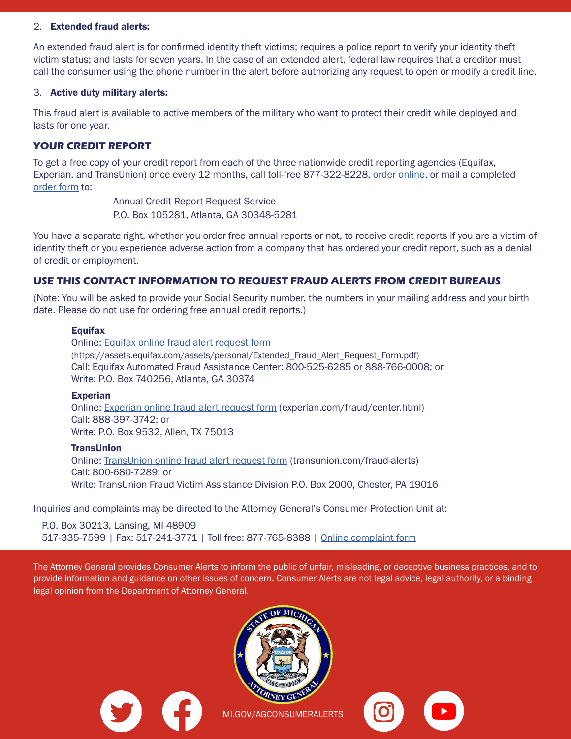2. **Extended fraud alerts:**

An extended fraud alert is for confirmed identity theft victims; requires a police report to verify your identity theft victim status; and lasts for seven years. In the case of an extended alert, federal law requires that a creditor must call the consumer using the phone number in the alert before authorizing any request to open or modify a credit line.

3. **Active duty military alerts:**

This fraud alert is available to active members of the military who want to protect their credit while deployed and lasts for one year.

## YOUR CREDIT REPORT

To get a free copy of your credit report from each of the three nationwide credit reporting agencies (Equifax, Experian, and TransUnion) once every 12 months, call toll-free 877-322-8228, order online, or mail a completed order form to:

Annual Credit Report Request Service
P.O. Box 105281, Atlanta, GA 30348-5281

You have a separate right, whether you order free annual reports or not, to receive credit reports if you are a victim of identity theft or you experience adverse action from a company that has ordered your credit report, such as a denial of credit or employment.

## USE THIS CONTACT INFORMATION TO REQUEST FRAUD ALERTS FROM CREDIT BUREAUS

(Note: You will be asked to provide your Social Security number, the numbers in your mailing address and your birth date. Please do not use for ordering free annual credit reports.)

**Equifax**
Online: Equifax online fraud alert request form
(https://assets.equifax.com/assets/personal/Extended_Fraud_Alert_Request_Form.pdf)
Call: Equifax Automated Fraud Assistance Center: 800-525-6285 or 888-766-0008; or
Write: P.O. Box 740256, Atlanta, GA 30374

**Experian**
Online: Experian online fraud alert request form (experian.com/fraud/center.html)
Call: 888-397-3742; or
Write: P.O. Box 9532, Allen, TX 75013

**TransUnion**
Online: TransUnion online fraud alert request form (transunion.com/fraud-alerts)
Call: 800-680-7289; or
Write: TransUnion Fraud Victim Assistance Division P.O. Box 2000, Chester, PA 19016

Inquiries and complaints may be directed to the Attorney General's Consumer Protection Unit at:

P.O. Box 30213, Lansing, MI 48909
517-335-7599 | Fax: 517-241-3771 | Toll free: 877-765-8388 | Online complaint form

The Attorney General provides Consumer Alerts to inform the public of unfair, misleading, or deceptive business practices, and to provide information and guidance on other issues of concern. Consumer Alerts are not legal advice, legal authority, or a binding legal opinion from the Department of Attorney General.

MI.GOV/AGCONSUMERALERTS